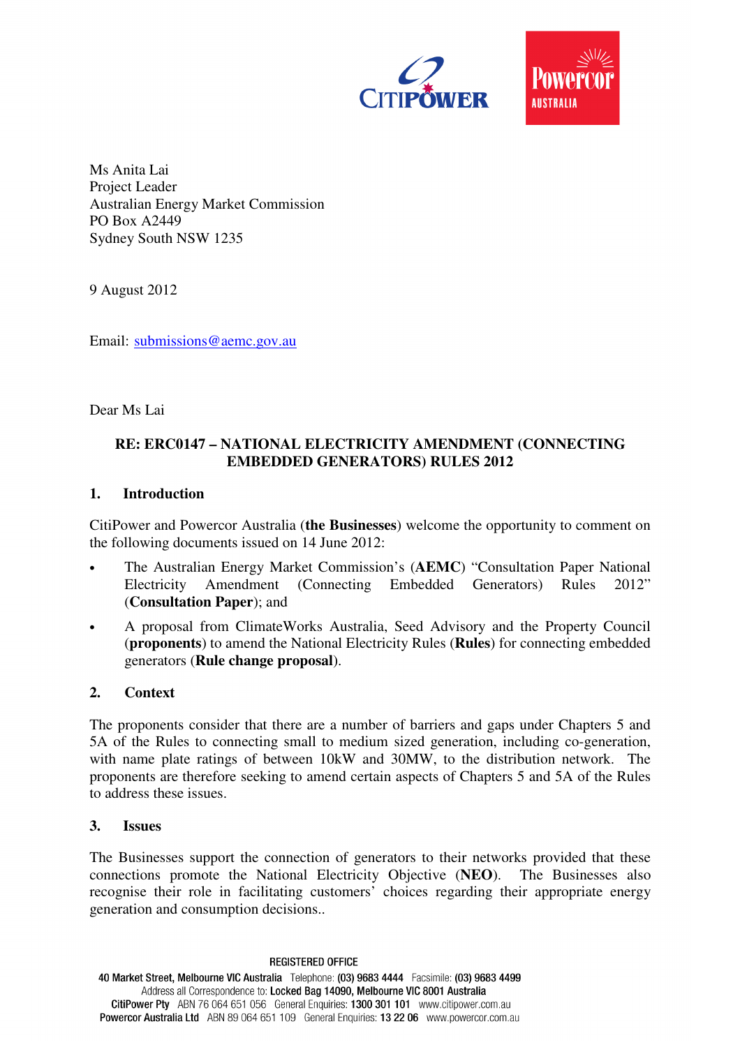Ms Anita Lai
Project Leader
Australian Energy Market Commission
PO Box A2449
Sydney South NSW 1235

9 August 2012

Email: submissions@aemc.gov.au

Dear Ms Lai

**RE: ERC0147 – NATIONAL ELECTRICITY AMENDMENT (CONNECTING EMBEDDED GENERATORS) RULES 2012**

## 1. Introduction

CitiPower and Powercor Australia (**the Businesses**) welcome the opportunity to comment on the following documents issued on 14 June 2012:

- The Australian Energy Market Commission's (**AEMC**) "Consultation Paper National Electricity Amendment (Connecting Embedded Generators) Rules 2012" (**Consultation Paper**); and
- A proposal from ClimateWorks Australia, Seed Advisory and the Property Council (**proponents**) to amend the National Electricity Rules (**Rules**) for connecting embedded generators (**Rule change proposal**).

## 2. Context

The proponents consider that there are a number of barriers and gaps under Chapters 5 and 5A of the Rules to connecting small to medium sized generation, including co-generation, with name plate ratings of between 10kW and 30MW, to the distribution network. The proponents are therefore seeking to amend certain aspects of Chapters 5 and 5A of the Rules to address these issues.

## 3. Issues

The Businesses support the connection of generators to their networks provided that these connections promote the National Electricity Objective (**NEO**). The Businesses also recognise their role in facilitating customers' choices regarding their appropriate energy generation and consumption decisions..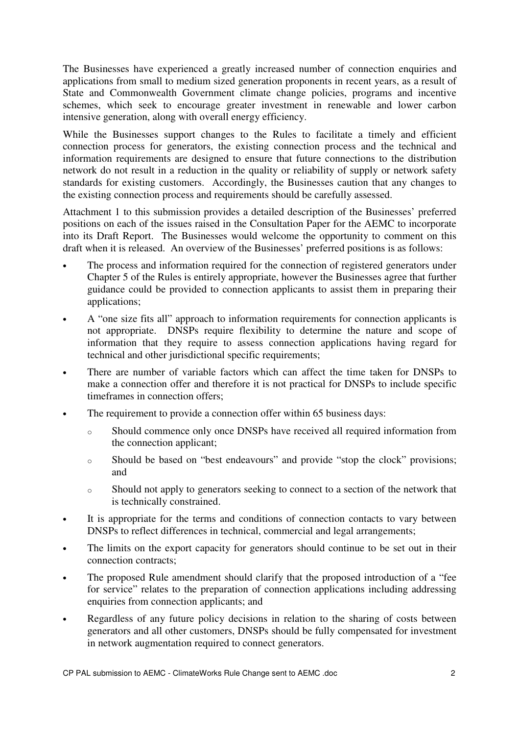The Businesses have experienced a greatly increased number of connection enquiries and applications from small to medium sized generation proponents in recent years, as a result of State and Commonwealth Government climate change policies, programs and incentive schemes, which seek to encourage greater investment in renewable and lower carbon intensive generation, along with overall energy efficiency.

While the Businesses support changes to the Rules to facilitate a timely and efficient connection process for generators, the existing connection process and the technical and information requirements are designed to ensure that future connections to the distribution network do not result in a reduction in the quality or reliability of supply or network safety standards for existing customers. Accordingly, the Businesses caution that any changes to the existing connection process and requirements should be carefully assessed.

Attachment 1 to this submission provides a detailed description of the Businesses' preferred positions on each of the issues raised in the Consultation Paper for the AEMC to incorporate into its Draft Report. The Businesses would welcome the opportunity to comment on this draft when it is released. An overview of the Businesses' preferred positions is as follows:

- The process and information required for the connection of registered generators under Chapter 5 of the Rules is entirely appropriate, however the Businesses agree that further guidance could be provided to connection applicants to assist them in preparing their applications;
- A "one size fits all" approach to information requirements for connection applicants is not appropriate. DNSPs require flexibility to determine the nature and scope of information that they require to assess connection applications having regard for technical and other jurisdictional specific requirements;
- There are number of variable factors which can affect the time taken for DNSPs to make a connection offer and therefore it is not practical for DNSPs to include specific timeframes in connection offers;
- The requirement to provide a connection offer within 65 business days:
  - Should commence only once DNSPs have received all required information from the connection applicant;
  - Should be based on "best endeavours" and provide "stop the clock" provisions; and
  - Should not apply to generators seeking to connect to a section of the network that is technically constrained.
- It is appropriate for the terms and conditions of connection contacts to vary between DNSPs to reflect differences in technical, commercial and legal arrangements;
- The limits on the export capacity for generators should continue to be set out in their connection contracts;
- The proposed Rule amendment should clarify that the proposed introduction of a "fee for service" relates to the preparation of connection applications including addressing enquiries from connection applicants; and
- Regardless of any future policy decisions in relation to the sharing of costs between generators and all other customers, DNSPs should be fully compensated for investment in network augmentation required to connect generators.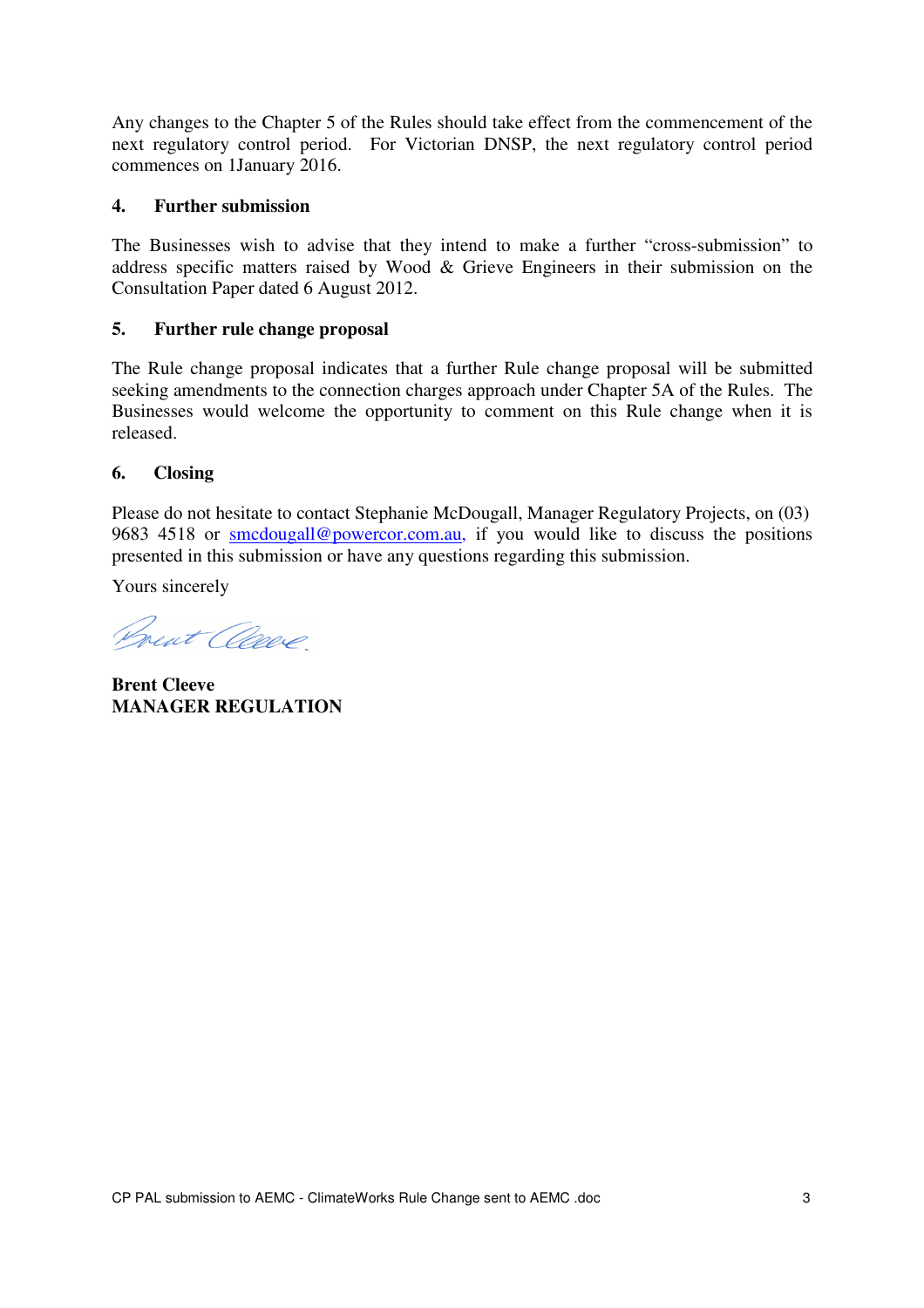Any changes to the Chapter 5 of the Rules should take effect from the commencement of the next regulatory control period. For Victorian DNSP, the next regulatory control period commences on 1January 2016.

## 4. Further submission

The Businesses wish to advise that they intend to make a further "cross-submission" to address specific matters raised by Wood & Grieve Engineers in their submission on the Consultation Paper dated 6 August 2012.

## 5. Further rule change proposal

The Rule change proposal indicates that a further Rule change proposal will be submitted seeking amendments to the connection charges approach under Chapter 5A of the Rules. The Businesses would welcome the opportunity to comment on this Rule change when it is released.

## 6. Closing

Please do not hesitate to contact Stephanie McDougall, Manager Regulatory Projects, on (03) 9683 4518 or smcdougall@powercor.com.au, if you would like to discuss the positions presented in this submission or have any questions regarding this submission.

Yours sincerely

**Brent Cleeve**
**MANAGER REGULATION**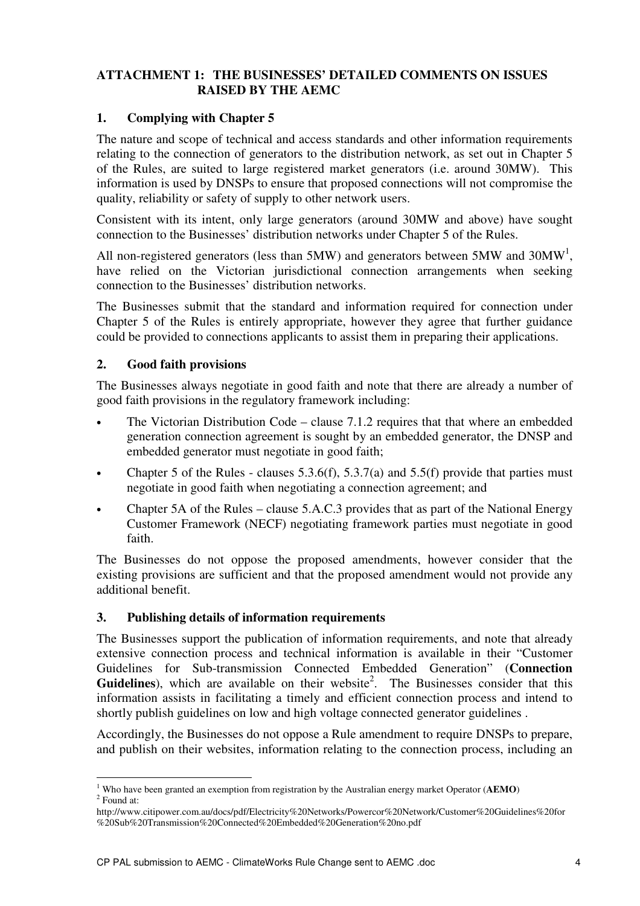## ATTACHMENT 1: THE BUSINESSES' DETAILED COMMENTS ON ISSUES RAISED BY THE AEMC

### 1. Complying with Chapter 5

The nature and scope of technical and access standards and other information requirements relating to the connection of generators to the distribution network, as set out in Chapter 5 of the Rules, are suited to large registered market generators (i.e. around 30MW). This information is used by DNSPs to ensure that proposed connections will not compromise the quality, reliability or safety of supply to other network users.

Consistent with its intent, only large generators (around 30MW and above) have sought connection to the Businesses' distribution networks under Chapter 5 of the Rules.

All non-registered generators (less than 5MW) and generators between 5MW and 30MW[1], have relied on the Victorian jurisdictional connection arrangements when seeking connection to the Businesses' distribution networks.

The Businesses submit that the standard and information required for connection under Chapter 5 of the Rules is entirely appropriate, however they agree that further guidance could be provided to connections applicants to assist them in preparing their applications.

### 2. Good faith provisions

The Businesses always negotiate in good faith and note that there are already a number of good faith provisions in the regulatory framework including:

- The Victorian Distribution Code – clause 7.1.2 requires that that where an embedded generation connection agreement is sought by an embedded generator, the DNSP and embedded generator must negotiate in good faith;
- Chapter 5 of the Rules - clauses 5.3.6(f), 5.3.7(a) and 5.5(f) provide that parties must negotiate in good faith when negotiating a connection agreement; and
- Chapter 5A of the Rules – clause 5.A.C.3 provides that as part of the National Energy Customer Framework (NECF) negotiating framework parties must negotiate in good faith.

The Businesses do not oppose the proposed amendments, however consider that the existing provisions are sufficient and that the proposed amendment would not provide any additional benefit.

### 3. Publishing details of information requirements

The Businesses support the publication of information requirements, and note that already extensive connection process and technical information is available in their "Customer Guidelines for Sub-transmission Connected Embedded Generation" (**Connection Guidelines**), which are available on their website[2]. The Businesses consider that this information assists in facilitating a timely and efficient connection process and intend to shortly publish guidelines on low and high voltage connected generator guidelines .

Accordingly, the Businesses do not oppose a Rule amendment to require DNSPs to prepare, and publish on their websites, information relating to the connection process, including an

---

[1] Who have been granted an exemption from registration by the Australian energy market Operator (**AEMO**)

[2] Found at: http://www.citipower.com.au/docs/pdf/Electricity%20Networks/Powercor%20Network/Customer%20Guidelines%20for%20Sub%20Transmission%20Connected%20Embedded%20Generation%20no.pdf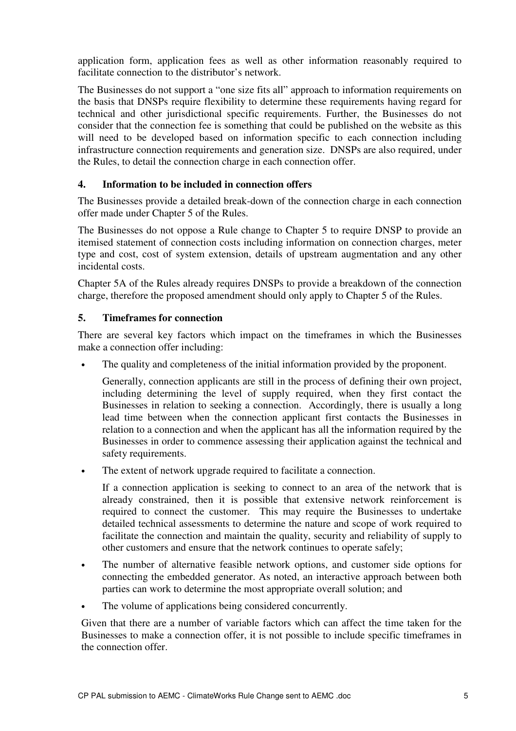application form, application fees as well as other information reasonably required to facilitate connection to the distributor's network.

The Businesses do not support a "one size fits all" approach to information requirements on the basis that DNSPs require flexibility to determine these requirements having regard for technical and other jurisdictional specific requirements. Further, the Businesses do not consider that the connection fee is something that could be published on the website as this will need to be developed based on information specific to each connection including infrastructure connection requirements and generation size. DNSPs are also required, under the Rules, to detail the connection charge in each connection offer.

### 4. Information to be included in connection offers

The Businesses provide a detailed break-down of the connection charge in each connection offer made under Chapter 5 of the Rules.

The Businesses do not oppose a Rule change to Chapter 5 to require DNSP to provide an itemised statement of connection costs including information on connection charges, meter type and cost, cost of system extension, details of upstream augmentation and any other incidental costs.

Chapter 5A of the Rules already requires DNSPs to provide a breakdown of the connection charge, therefore the proposed amendment should only apply to Chapter 5 of the Rules.

### 5. Timeframes for connection

There are several key factors which impact on the timeframes in which the Businesses make a connection offer including:

- The quality and completeness of the initial information provided by the proponent.

  Generally, connection applicants are still in the process of defining their own project, including determining the level of supply required, when they first contact the Businesses in relation to seeking a connection. Accordingly, there is usually a long lead time between when the connection applicant first contacts the Businesses in relation to a connection and when the applicant has all the information required by the Businesses in order to commence assessing their application against the technical and safety requirements.

- The extent of network upgrade required to facilitate a connection.

  If a connection application is seeking to connect to an area of the network that is already constrained, then it is possible that extensive network reinforcement is required to connect the customer. This may require the Businesses to undertake detailed technical assessments to determine the nature and scope of work required to facilitate the connection and maintain the quality, security and reliability of supply to other customers and ensure that the network continues to operate safely;

- The number of alternative feasible network options, and customer side options for connecting the embedded generator. As noted, an interactive approach between both parties can work to determine the most appropriate overall solution; and

- The volume of applications being considered concurrently.

Given that there are a number of variable factors which can affect the time taken for the Businesses to make a connection offer, it is not possible to include specific timeframes in the connection offer.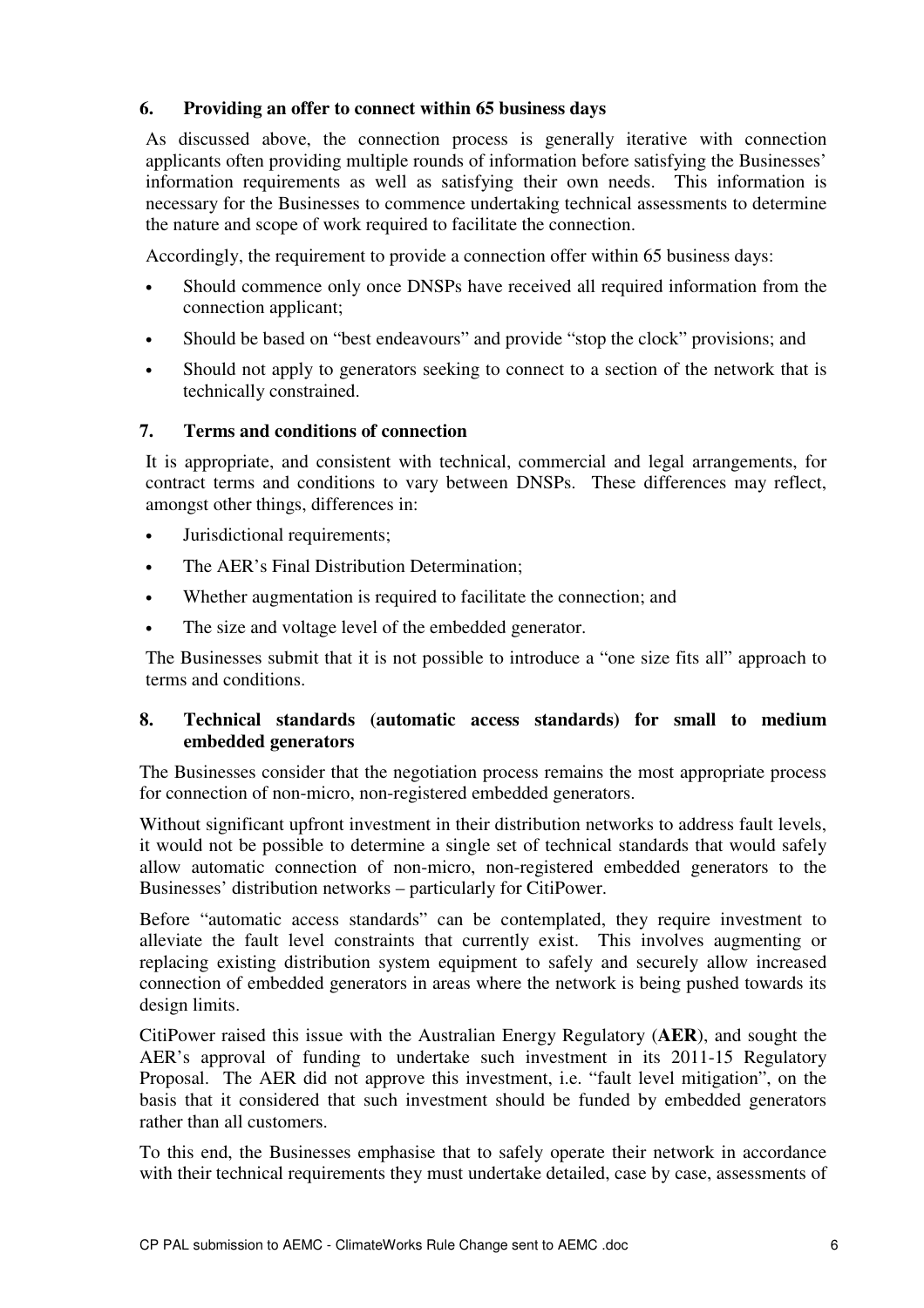## 6. Providing an offer to connect within 65 business days

As discussed above, the connection process is generally iterative with connection applicants often providing multiple rounds of information before satisfying the Businesses' information requirements as well as satisfying their own needs. This information is necessary for the Businesses to commence undertaking technical assessments to determine the nature and scope of work required to facilitate the connection.

Accordingly, the requirement to provide a connection offer within 65 business days:

- Should commence only once DNSPs have received all required information from the connection applicant;
- Should be based on "best endeavours" and provide "stop the clock" provisions; and
- Should not apply to generators seeking to connect to a section of the network that is technically constrained.

## 7. Terms and conditions of connection

It is appropriate, and consistent with technical, commercial and legal arrangements, for contract terms and conditions to vary between DNSPs. These differences may reflect, amongst other things, differences in:

- Jurisdictional requirements;
- The AER's Final Distribution Determination;
- Whether augmentation is required to facilitate the connection; and
- The size and voltage level of the embedded generator.

The Businesses submit that it is not possible to introduce a "one size fits all" approach to terms and conditions.

## 8. Technical standards (automatic access standards) for small to medium embedded generators

The Businesses consider that the negotiation process remains the most appropriate process for connection of non-micro, non-registered embedded generators.

Without significant upfront investment in their distribution networks to address fault levels, it would not be possible to determine a single set of technical standards that would safely allow automatic connection of non-micro, non-registered embedded generators to the Businesses' distribution networks – particularly for CitiPower.

Before "automatic access standards" can be contemplated, they require investment to alleviate the fault level constraints that currently exist. This involves augmenting or replacing existing distribution system equipment to safely and securely allow increased connection of embedded generators in areas where the network is being pushed towards its design limits.

CitiPower raised this issue with the Australian Energy Regulatory (**AER**), and sought the AER's approval of funding to undertake such investment in its 2011-15 Regulatory Proposal. The AER did not approve this investment, i.e. "fault level mitigation", on the basis that it considered that such investment should be funded by embedded generators rather than all customers.

To this end, the Businesses emphasise that to safely operate their network in accordance with their technical requirements they must undertake detailed, case by case, assessments of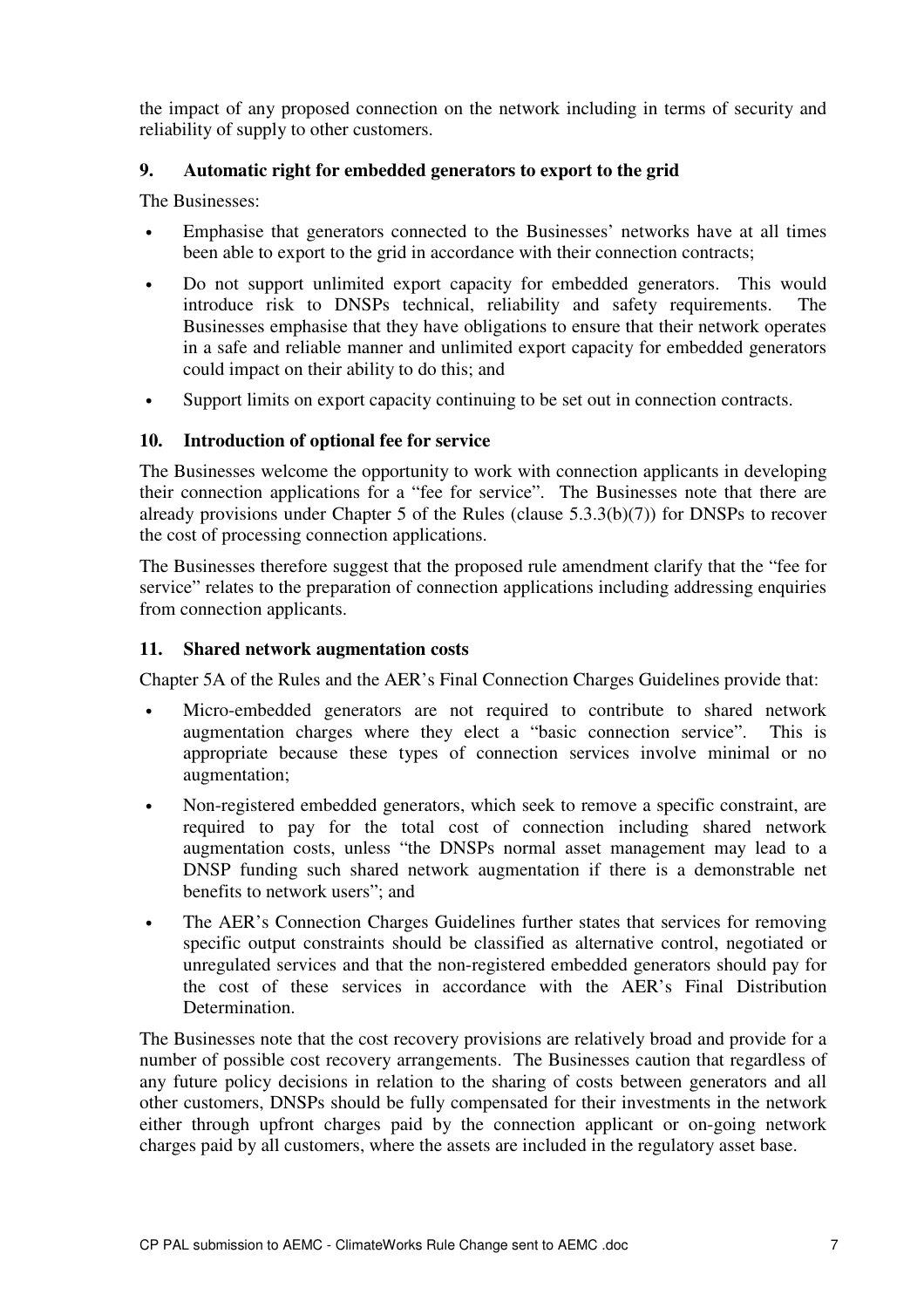the impact of any proposed connection on the network including in terms of security and reliability of supply to other customers.

### 9. Automatic right for embedded generators to export to the grid

The Businesses:

- Emphasise that generators connected to the Businesses' networks have at all times been able to export to the grid in accordance with their connection contracts;
- Do not support unlimited export capacity for embedded generators. This would introduce risk to DNSPs technical, reliability and safety requirements. The Businesses emphasise that they have obligations to ensure that their network operates in a safe and reliable manner and unlimited export capacity for embedded generators could impact on their ability to do this; and
- Support limits on export capacity continuing to be set out in connection contracts.

### 10. Introduction of optional fee for service

The Businesses welcome the opportunity to work with connection applicants in developing their connection applications for a "fee for service". The Businesses note that there are already provisions under Chapter 5 of the Rules (clause 5.3.3(b)(7)) for DNSPs to recover the cost of processing connection applications.

The Businesses therefore suggest that the proposed rule amendment clarify that the "fee for service" relates to the preparation of connection applications including addressing enquiries from connection applicants.

### 11. Shared network augmentation costs

Chapter 5A of the Rules and the AER's Final Connection Charges Guidelines provide that:

- Micro-embedded generators are not required to contribute to shared network augmentation charges where they elect a "basic connection service". This is appropriate because these types of connection services involve minimal or no augmentation;
- Non-registered embedded generators, which seek to remove a specific constraint, are required to pay for the total cost of connection including shared network augmentation costs, unless "the DNSPs normal asset management may lead to a DNSP funding such shared network augmentation if there is a demonstrable net benefits to network users"; and
- The AER's Connection Charges Guidelines further states that services for removing specific output constraints should be classified as alternative control, negotiated or unregulated services and that the non-registered embedded generators should pay for the cost of these services in accordance with the AER's Final Distribution Determination.

The Businesses note that the cost recovery provisions are relatively broad and provide for a number of possible cost recovery arrangements. The Businesses caution that regardless of any future policy decisions in relation to the sharing of costs between generators and all other customers, DNSPs should be fully compensated for their investments in the network either through upfront charges paid by the connection applicant or on-going network charges paid by all customers, where the assets are included in the regulatory asset base.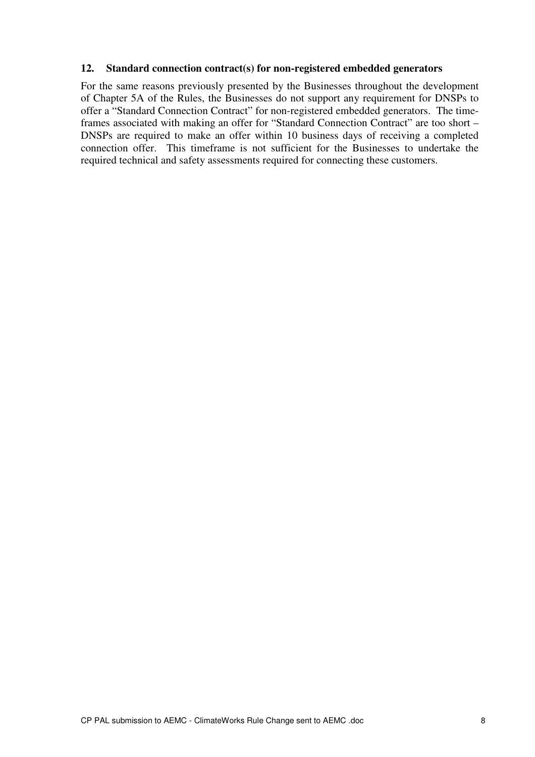## 12. Standard connection contract(s) for non-registered embedded generators

For the same reasons previously presented by the Businesses throughout the development of Chapter 5A of the Rules, the Businesses do not support any requirement for DNSPs to offer a "Standard Connection Contract" for non-registered embedded generators. The time-frames associated with making an offer for "Standard Connection Contract" are too short – DNSPs are required to make an offer within 10 business days of receiving a completed connection offer. This timeframe is not sufficient for the Businesses to undertake the required technical and safety assessments required for connecting these customers.